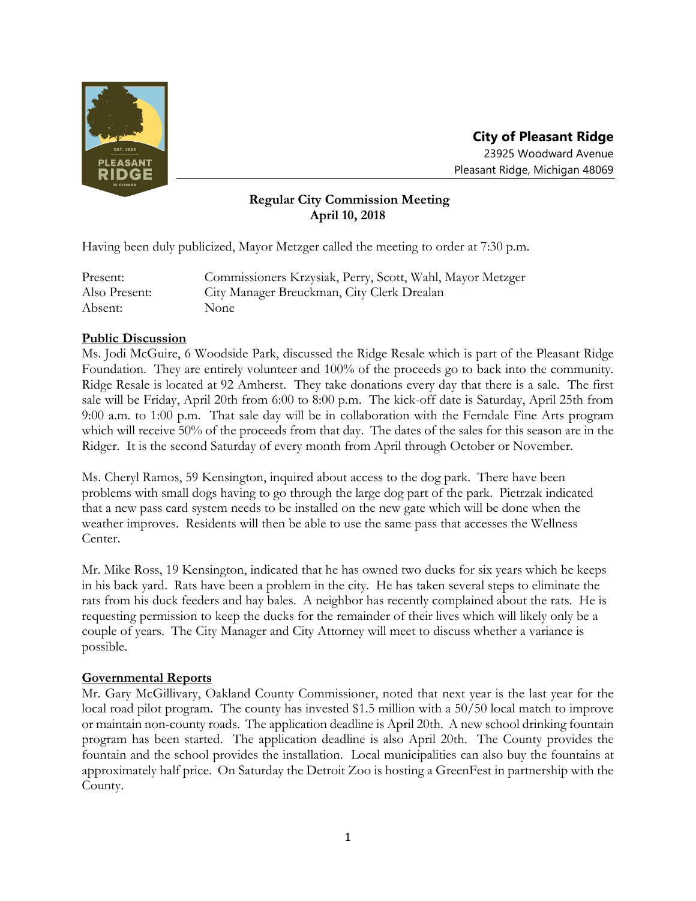**City of Pleasant Ridge**
23925 Woodward Avenue
Pleasant Ridge, Michigan 48069

## Regular City Commission Meeting
## April 10, 2018

Having been duly publicized, Mayor Metzger called the meeting to order at 7:30 p.m.

| | |
|---|---|
| Present: | Commissioners Krzysiak, Perry, Scott, Wahl, Mayor Metzger |
| Also Present: | City Manager Breuckman, City Clerk Drealan |
| Absent: | None |

**Public Discussion**

Ms. Jodi McGuire, 6 Woodside Park, discussed the Ridge Resale which is part of the Pleasant Ridge Foundation. They are entirely volunteer and 100% of the proceeds go to back into the community. Ridge Resale is located at 92 Amherst. They take donations every day that there is a sale. The first sale will be Friday, April 20th from 6:00 to 8:00 p.m. The kick-off date is Saturday, April 25th from 9:00 a.m. to 1:00 p.m. That sale day will be in collaboration with the Ferndale Fine Arts program which will receive 50% of the proceeds from that day. The dates of the sales for this season are in the Ridger. It is the second Saturday of every month from April through October or November.

Ms. Cheryl Ramos, 59 Kensington, inquired about access to the dog park. There have been problems with small dogs having to go through the large dog part of the park. Pietrzak indicated that a new pass card system needs to be installed on the new gate which will be done when the weather improves. Residents will then be able to use the same pass that accesses the Wellness Center.

Mr. Mike Ross, 19 Kensington, indicated that he has owned two ducks for six years which he keeps in his back yard. Rats have been a problem in the city. He has taken several steps to eliminate the rats from his duck feeders and hay bales. A neighbor has recently complained about the rats. He is requesting permission to keep the ducks for the remainder of their lives which will likely only be a couple of years. The City Manager and City Attorney will meet to discuss whether a variance is possible.

**Governmental Reports**

Mr. Gary McGillivary, Oakland County Commissioner, noted that next year is the last year for the local road pilot program. The county has invested $1.5 million with a 50/50 local match to improve or maintain non-county roads. The application deadline is April 20th. A new school drinking fountain program has been started. The application deadline is also April 20th. The County provides the fountain and the school provides the installation. Local municipalities can also buy the fountains at approximately half price. On Saturday the Detroit Zoo is hosting a GreenFest in partnership with the County.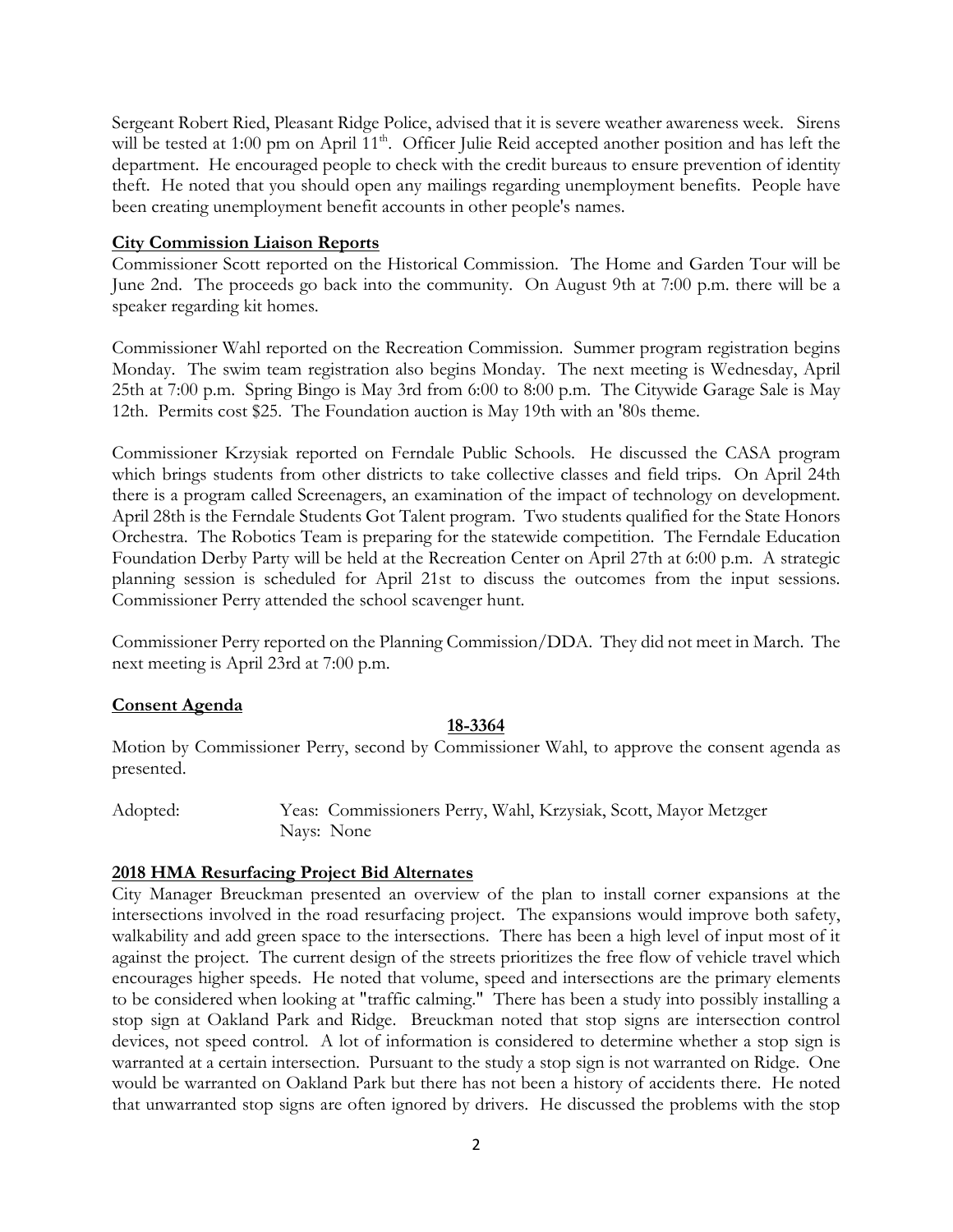Sergeant Robert Ried, Pleasant Ridge Police, advised that it is severe weather awareness week. Sirens will be tested at 1:00 pm on April 11th. Officer Julie Reid accepted another position and has left the department. He encouraged people to check with the credit bureaus to ensure prevention of identity theft. He noted that you should open any mailings regarding unemployment benefits. People have been creating unemployment benefit accounts in other people's names.

**City Commission Liaison Reports**

Commissioner Scott reported on the Historical Commission. The Home and Garden Tour will be June 2nd. The proceeds go back into the community. On August 9th at 7:00 p.m. there will be a speaker regarding kit homes.

Commissioner Wahl reported on the Recreation Commission. Summer program registration begins Monday. The swim team registration also begins Monday. The next meeting is Wednesday, April 25th at 7:00 p.m. Spring Bingo is May 3rd from 6:00 to 8:00 p.m. The Citywide Garage Sale is May 12th. Permits cost $25. The Foundation auction is May 19th with an '80s theme.

Commissioner Krzysiak reported on Ferndale Public Schools. He discussed the CASA program which brings students from other districts to take collective classes and field trips. On April 24th there is a program called Screenagers, an examination of the impact of technology on development. April 28th is the Ferndale Students Got Talent program. Two students qualified for the State Honors Orchestra. The Robotics Team is preparing for the statewide competition. The Ferndale Education Foundation Derby Party will be held at the Recreation Center on April 27th at 6:00 p.m. A strategic planning session is scheduled for April 21st to discuss the outcomes from the input sessions. Commissioner Perry attended the school scavenger hunt.

Commissioner Perry reported on the Planning Commission/DDA. They did not meet in March. The next meeting is April 23rd at 7:00 p.m.

**Consent Agenda**

**18-3364**

Motion by Commissioner Perry, second by Commissioner Wahl, to approve the consent agenda as presented.

Adopted: Yeas: Commissioners Perry, Wahl, Krzysiak, Scott, Mayor Metzger
Nays: None

**2018 HMA Resurfacing Project Bid Alternates**

City Manager Breuckman presented an overview of the plan to install corner expansions at the intersections involved in the road resurfacing project. The expansions would improve both safety, walkability and add green space to the intersections. There has been a high level of input most of it against the project. The current design of the streets prioritizes the free flow of vehicle travel which encourages higher speeds. He noted that volume, speed and intersections are the primary elements to be considered when looking at "traffic calming." There has been a study into possibly installing a stop sign at Oakland Park and Ridge. Breuckman noted that stop signs are intersection control devices, not speed control. A lot of information is considered to determine whether a stop sign is warranted at a certain intersection. Pursuant to the study a stop sign is not warranted on Ridge. One would be warranted on Oakland Park but there has not been a history of accidents there. He noted that unwarranted stop signs are often ignored by drivers. He discussed the problems with the stop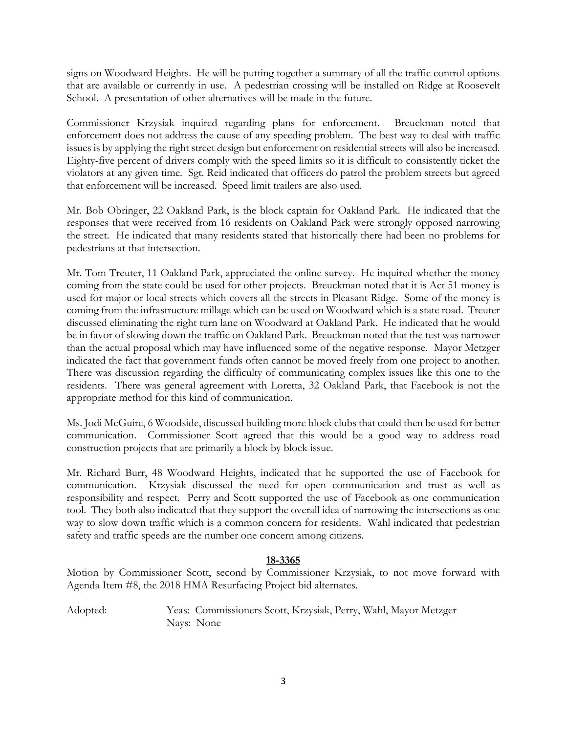signs on Woodward Heights. He will be putting together a summary of all the traffic control options that are available or currently in use. A pedestrian crossing will be installed on Ridge at Roosevelt School. A presentation of other alternatives will be made in the future.

Commissioner Krzysiak inquired regarding plans for enforcement. Breuckman noted that enforcement does not address the cause of any speeding problem. The best way to deal with traffic issues is by applying the right street design but enforcement on residential streets will also be increased. Eighty-five percent of drivers comply with the speed limits so it is difficult to consistently ticket the violators at any given time. Sgt. Reid indicated that officers do patrol the problem streets but agreed that enforcement will be increased. Speed limit trailers are also used.

Mr. Bob Obringer, 22 Oakland Park, is the block captain for Oakland Park. He indicated that the responses that were received from 16 residents on Oakland Park were strongly opposed narrowing the street. He indicated that many residents stated that historically there had been no problems for pedestrians at that intersection.

Mr. Tom Treuter, 11 Oakland Park, appreciated the online survey. He inquired whether the money coming from the state could be used for other projects. Breuckman noted that it is Act 51 money is used for major or local streets which covers all the streets in Pleasant Ridge. Some of the money is coming from the infrastructure millage which can be used on Woodward which is a state road. Treuter discussed eliminating the right turn lane on Woodward at Oakland Park. He indicated that he would be in favor of slowing down the traffic on Oakland Park. Breuckman noted that the test was narrower than the actual proposal which may have influenced some of the negative response. Mayor Metzger indicated the fact that government funds often cannot be moved freely from one project to another. There was discussion regarding the difficulty of communicating complex issues like this one to the residents. There was general agreement with Loretta, 32 Oakland Park, that Facebook is not the appropriate method for this kind of communication.

Ms. Jodi McGuire, 6 Woodside, discussed building more block clubs that could then be used for better communication. Commissioner Scott agreed that this would be a good way to address road construction projects that are primarily a block by block issue.

Mr. Richard Burr, 48 Woodward Heights, indicated that he supported the use of Facebook for communication. Krzysiak discussed the need for open communication and trust as well as responsibility and respect. Perry and Scott supported the use of Facebook as one communication tool. They both also indicated that they support the overall idea of narrowing the intersections as one way to slow down traffic which is a common concern for residents. Wahl indicated that pedestrian safety and traffic speeds are the number one concern among citizens.

**18-3365**

Motion by Commissioner Scott, second by Commissioner Krzysiak, to not move forward with Agenda Item #8, the 2018 HMA Resurfacing Project bid alternates.

Adopted: Yeas: Commissioners Scott, Krzysiak, Perry, Wahl, Mayor Metzger
Nays: None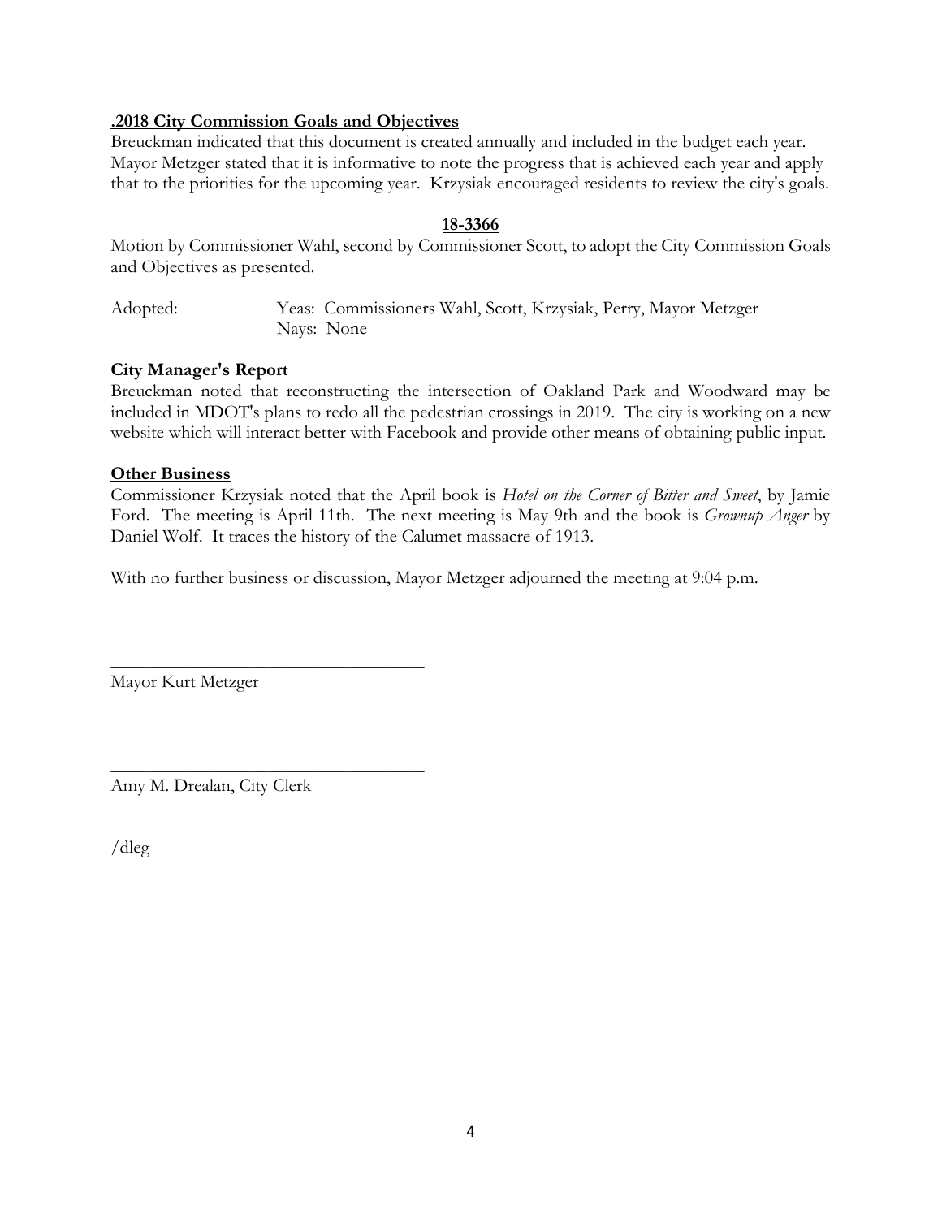**.2018 City Commission Goals and Objectives**

Breuckman indicated that this document is created annually and included in the budget each year. Mayor Metzger stated that it is informative to note the progress that is achieved each year and apply that to the priorities for the upcoming year. Krzysiak encouraged residents to review the city's goals.

**18-3366**

Motion by Commissioner Wahl, second by Commissioner Scott, to adopt the City Commission Goals and Objectives as presented.

Adopted: Yeas: Commissioners Wahl, Scott, Krzysiak, Perry, Mayor Metzger
Nays: None

**City Manager's Report**

Breuckman noted that reconstructing the intersection of Oakland Park and Woodward may be included in MDOT's plans to redo all the pedestrian crossings in 2019. The city is working on a new website which will interact better with Facebook and provide other means of obtaining public input.

**Other Business**

Commissioner Krzysiak noted that the April book is *Hotel on the Corner of Bitter and Sweet*, by Jamie Ford. The meeting is April 11th. The next meeting is May 9th and the book is *Grownup Anger* by Daniel Wolf. It traces the history of the Calumet massacre of 1913.

With no further business or discussion, Mayor Metzger adjourned the meeting at 9:04 p.m.

___________________________________
Mayor Kurt Metzger

___________________________________
Amy M. Drealan, City Clerk

/dleg